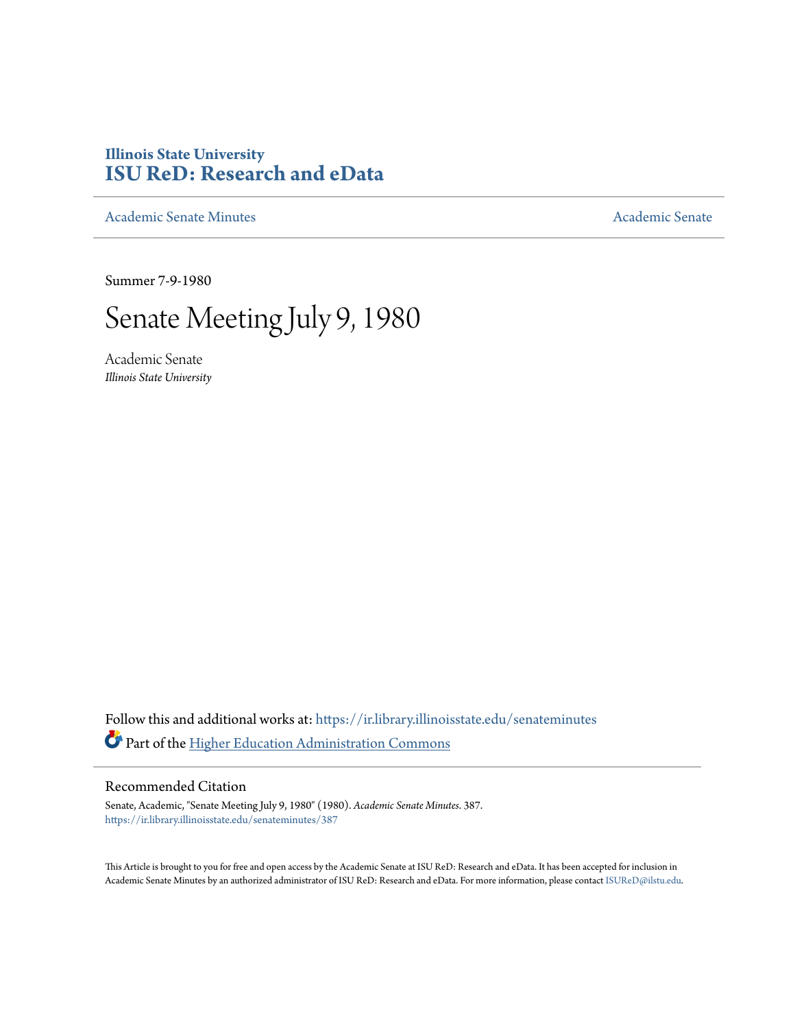Illinois State University
# ISU ReD: Research and eData

Academic Senate Minutes | Academic Senate

Summer 7-9-1980

# Senate Meeting July 9, 1980

Academic Senate
*Illinois State University*

Follow this and additional works at: https://ir.library.illinoisstate.edu/senateminutes

Part of the Higher Education Administration Commons

## Recommended Citation

Senate, Academic, "Senate Meeting July 9, 1980" (1980). *Academic Senate Minutes*. 387.
https://ir.library.illinoisstate.edu/senateminutes/387

This Article is brought to you for free and open access by the Academic Senate at ISU ReD: Research and eData. It has been accepted for inclusion in Academic Senate Minutes by an authorized administrator of ISU ReD: Research and eData. For more information, please contact ISUReD@ilstu.edu.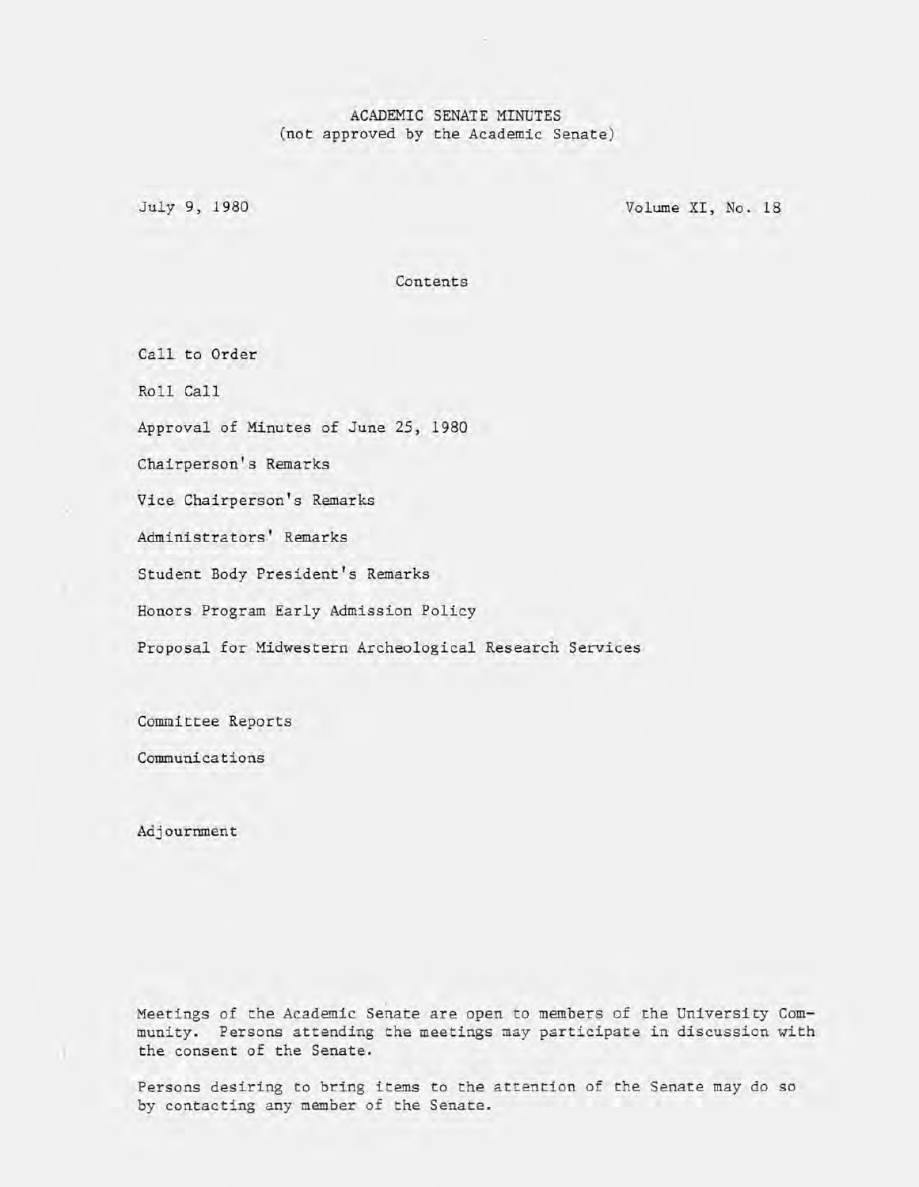ACADEMIC SENATE MINUTES
(not approved by the Academic Senate)

July 9, 1980

Volume XI, No. 18

Contents

Call to Order

Roll Call

Approval of Minutes of June 25, 1980

Chairperson's Remarks

Vice Chairperson's Remarks

Administrators' Remarks

Student Body President's Remarks

Honors Program Early Admission Policy

Proposal for Midwestern Archeological Research Services

Committee Reports

Communications

Adjournment

Meetings of the Academic Senate are open to members of the University Community. Persons attending the meetings may participate in discussion with the consent of the Senate.

Persons desiring to bring items to the attention of the Senate may do so by contacting any member of the Senate.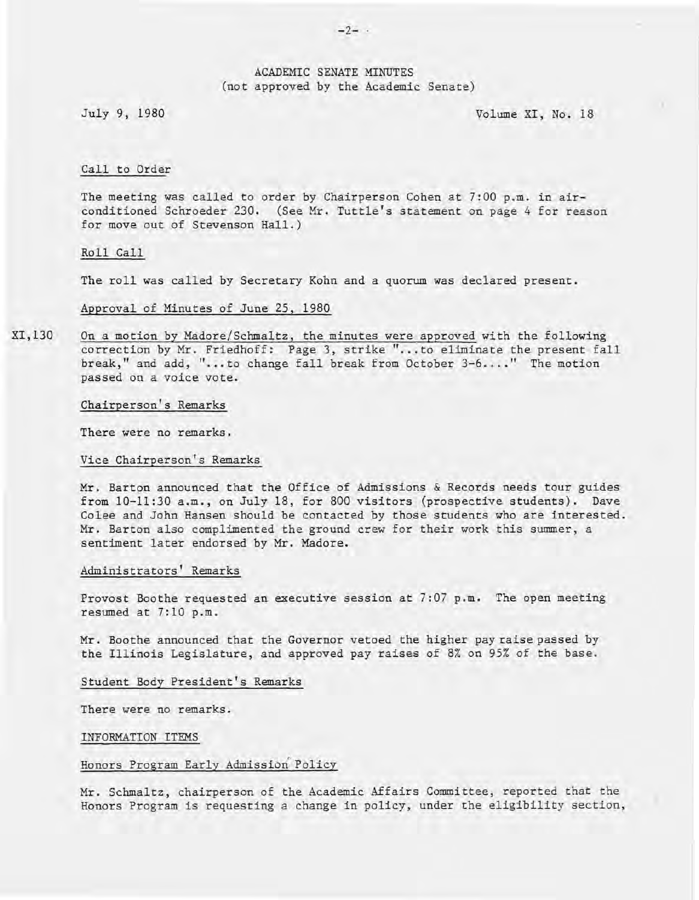ACADEMIC SENATE MINUTES
(not approved by the Academic Senate)

July 9, 1980 Volume XI, No. 18

Call to Order

The meeting was called to order by Chairperson Cohen at 7:00 p.m. in air-conditioned Schroeder 230. (See Mr. Tuttle's statement on page 4 for reason for move out of Stevenson Hall.)

Roll Call

The roll was called by Secretary Kohn and a quorum was declared present.

Approval of Minutes of June 25, 1980

XI,130 On a motion by Madore/Schmaltz, the minutes were approved with the following correction by Mr. Friedhoff: Page 3, strike "...to eliminate the present fall break," and add, "...to change fall break from October 3-6...." The motion passed on a voice vote.

Chairperson's Remarks

There were no remarks.

Vice Chairperson's Remarks

Mr. Barton announced that the Office of Admissions & Records needs tour guides from 10-11:30 a.m., on July 18, for 800 visitors (prospective students). Dave Colee and John Hansen should be contacted by those students who are interested. Mr. Barton also complimented the ground crew for their work this summer, a sentiment later endorsed by Mr. Madore.

Administrators' Remarks

Provost Boothe requested an executive session at 7:07 p.m. The open meeting resumed at 7:10 p.m.

Mr. Boothe announced that the Governor vetoed the higher pay raise passed by the Illinois Legislature, and approved pay raises of 8% on 95% of the base.

Student Body President's Remarks

There were no remarks.

INFORMATION ITEMS

Honors Program Early Admission Policy

Mr. Schmaltz, chairperson of the Academic Affairs Committee, reported that the Honors Program is requesting a change in policy, under the eligibility section,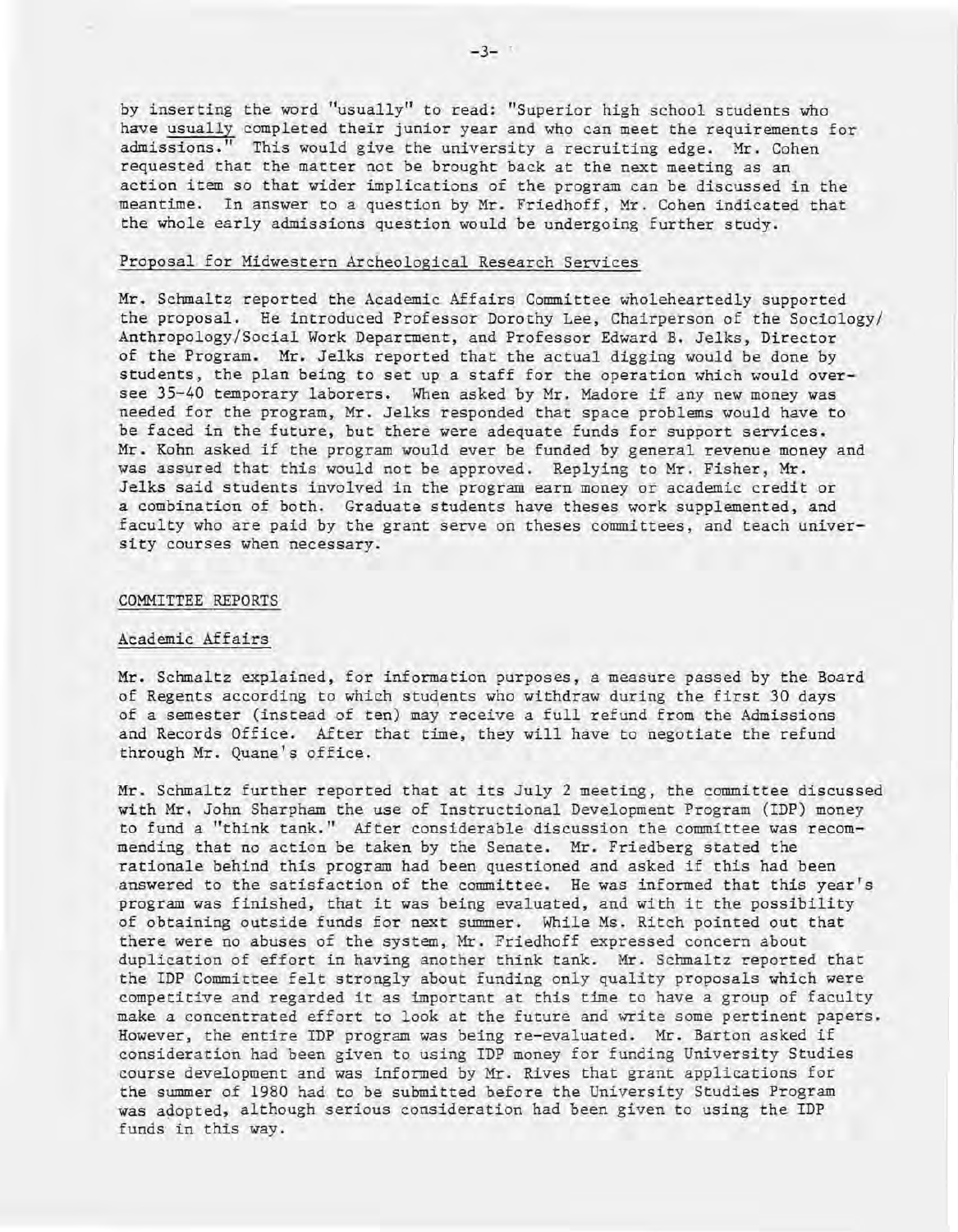by inserting the word "usually" to read: "Superior high school students who have usually completed their junior year and who can meet the requirements for admissions." This would give the university a recruiting edge. Mr. Cohen requested that the matter not be brought back at the next meeting as an action item so that wider implications of the program can be discussed in the meantime. In answer to a question by Mr. Friedhoff, Mr. Cohen indicated that the whole early admissions question would be undergoing further study.

Proposal for Midwestern Archeological Research Services

Mr. Schmaltz reported the Academic Affairs Committee wholeheartedly supported the proposal. He introduced Professor Dorothy Lee, Chairperson of the Sociology/Anthropology/Social Work Department, and Professor Edward B. Jelks, Director of the Program. Mr. Jelks reported that the actual digging would be done by students, the plan being to set up a staff for the operation which would oversee 35-40 temporary laborers. When asked by Mr. Madore if any new money was needed for the program, Mr. Jelks responded that space problems would have to be faced in the future, but there were adequate funds for support services. Mr. Kohn asked if the program would ever be funded by general revenue money and was assured that this would not be approved. Replying to Mr. Fisher, Mr. Jelks said students involved in the program earn money or academic credit or a combination of both. Graduate students have theses work supplemented, and faculty who are paid by the grant serve on theses committees, and teach university courses when necessary.

COMMITTEE REPORTS

Academic Affairs

Mr. Schmaltz explained, for information purposes, a measure passed by the Board of Regents according to which students who withdraw during the first 30 days of a semester (instead of ten) may receive a full refund from the Admissions and Records Office. After that time, they will have to negotiate the refund through Mr. Quane's office.

Mr. Schmaltz further reported that at its July 2 meeting, the committee discussed with Mr. John Sharpham the use of Instructional Development Program (IDP) money to fund a "think tank." After considerable discussion the committee was recommending that no action be taken by the Senate. Mr. Friedberg stated the rationale behind this program had been questioned and asked if this had been answered to the satisfaction of the committee. He was informed that this year's program was finished, that it was being evaluated, and with it the possibility of obtaining outside funds for next summer. While Ms. Ritch pointed out that there were no abuses of the system, Mr. Friedhoff expressed concern about duplication of effort in having another think tank. Mr. Schmaltz reported that the IDP Committee felt strongly about funding only quality proposals which were competitive and regarded it as important at this time to have a group of faculty make a concentrated effort to look at the future and write some pertinent papers. However, the entire IDP program was being re-evaluated. Mr. Barton asked if consideration had been given to using IDP money for funding University Studies course development and was informed by Mr. Rives that grant applications for the summer of 1980 had to be submitted before the University Studies Program was adopted, although serious consideration had been given to using the IDP funds in this way.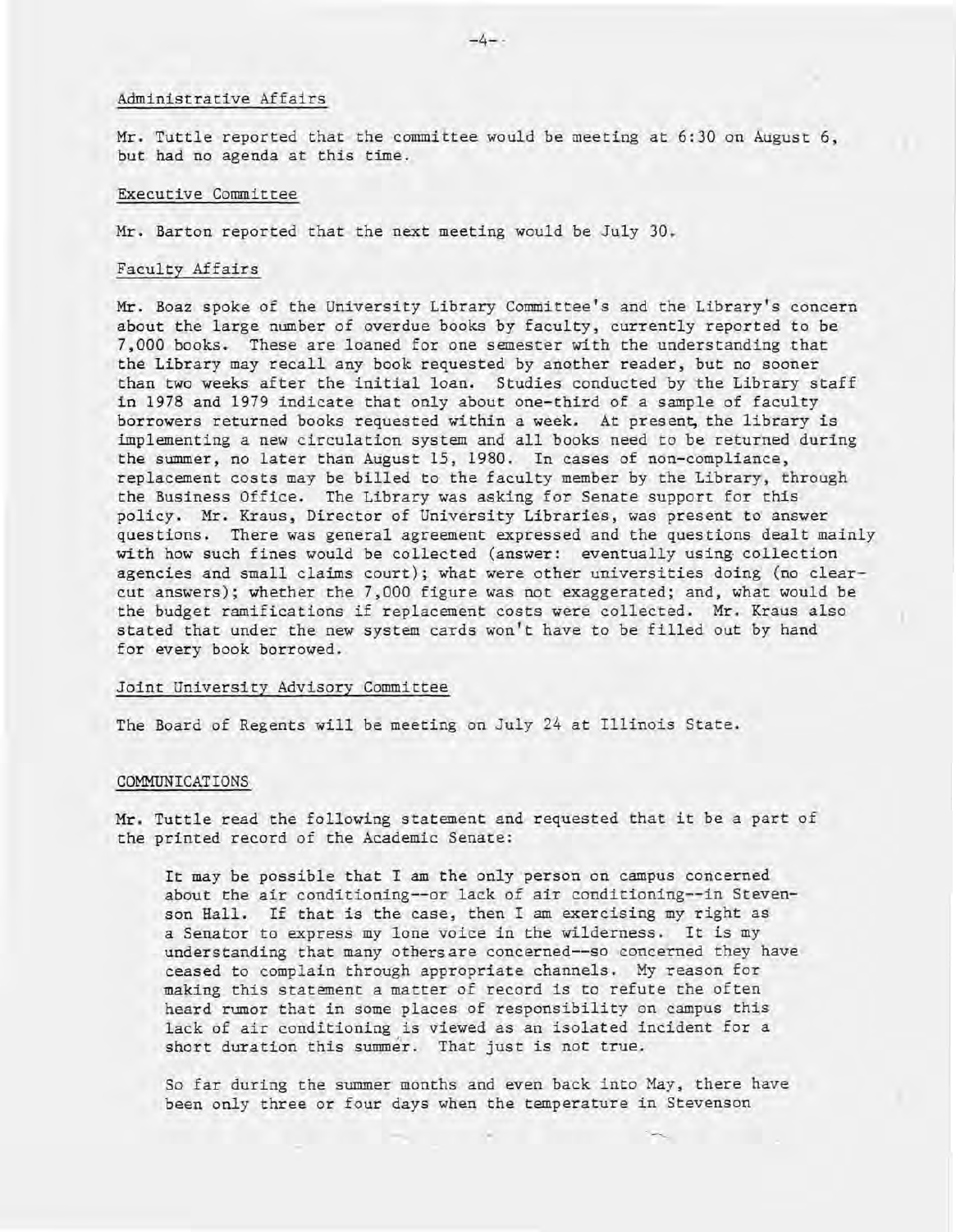## Administrative Affairs

Mr. Tuttle reported that the committee would be meeting at 6:30 on August 6, but had no agenda at this time.

## Executive Committee

Mr. Barton reported that the next meeting would be July 30.

## Faculty Affairs

Mr. Boaz spoke of the University Library Committee's and the Library's concern about the large number of overdue books by faculty, currently reported to be 7,000 books. These are loaned for one semester with the understanding that the Library may recall any book requested by another reader, but no sooner than two weeks after the initial loan. Studies conducted by the Library staff in 1978 and 1979 indicate that only about one-third of a sample of faculty borrowers returned books requested within a week. At present, the library is implementing a new circulation system and all books need to be returned during the summer, no later than August 15, 1980. In cases of non-compliance, replacement costs may be billed to the faculty member by the Library, through the Business Office. The Library was asking for Senate support for this policy. Mr. Kraus, Director of University Libraries, was present to answer questions. There was general agreement expressed and the questions dealt mainly with how such fines would be collected (answer: eventually using collection agencies and small claims court); what were other universities doing (no clear-cut answers); whether the 7,000 figure was not exaggerated; and, what would be the budget ramifications if replacement costs were collected. Mr. Kraus also stated that under the new system cards won't have to be filled out by hand for every book borrowed.

## Joint University Advisory Committee

The Board of Regents will be meeting on July 24 at Illinois State.

## COMMUNICATIONS

Mr. Tuttle read the following statement and requested that it be a part of the printed record of the Academic Senate:

> It may be possible that I am the only person on campus concerned about the air conditioning--or lack of air conditioning--in Stevenson Hall. If that is the case, then I am exercising my right as a Senator to express my lone voice in the wilderness. It is my understanding that many others are concerned--so concerned they have ceased to complain through appropriate channels. My reason for making this statement a matter of record is to refute the often heard rumor that in some places of responsibility on campus this lack of air conditioning is viewed as an isolated incident for a short duration this summer. That just is not true.
>
> So far during the summer months and even back into May, there have been only three or four days when the temperature in Stevenson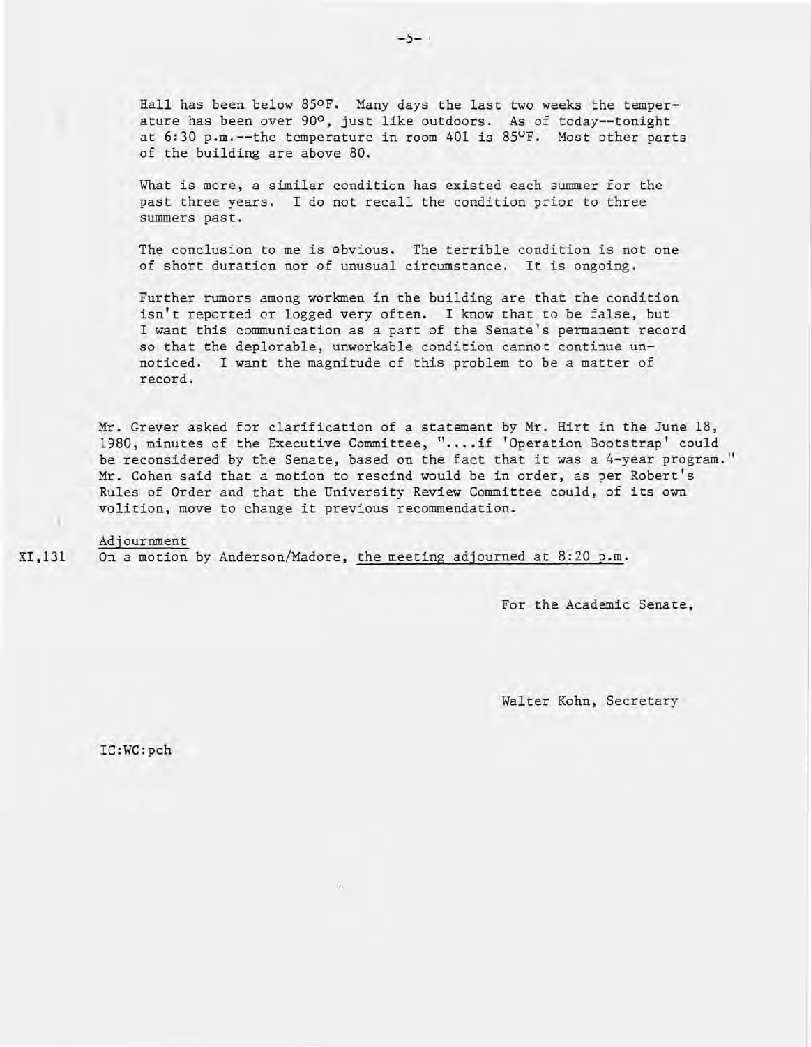Hall has been below 85°F. Many days the last two weeks the temperature has been over 90°, just like outdoors. As of today--tonight at 6:30 p.m.--the temperature in room 401 is 85°F. Most other parts of the building are above 80.

What is more, a similar condition has existed each summer for the past three years. I do not recall the condition prior to three summers past.

The conclusion to me is obvious. The terrible condition is not one of short duration nor of unusual circumstance. It is ongoing.

Further rumors among workmen in the building are that the condition isn't reported or logged very often. I know that to be false, but I want this communication as a part of the Senate's permanent record so that the deplorable, unworkable condition cannot continue unnoticed. I want the magnitude of this problem to be a matter of record.

Mr. Grever asked for clarification of a statement by Mr. Hirt in the June 18, 1980, minutes of the Executive Committee, "....if 'Operation Bootstrap' could be reconsidered by the Senate, based on the fact that it was a 4-year program." Mr. Cohen said that a motion to rescind would be in order, as per Robert's Rules of Order and that the University Review Committee could, of its own volition, move to change it previous recommendation.

Adjournment

XI,131 On a motion by Anderson/Madore, <u>the meeting adjourned at 8:20 p.m.</u>

For the Academic Senate,

Walter Kohn, Secretary

IC:WC:pch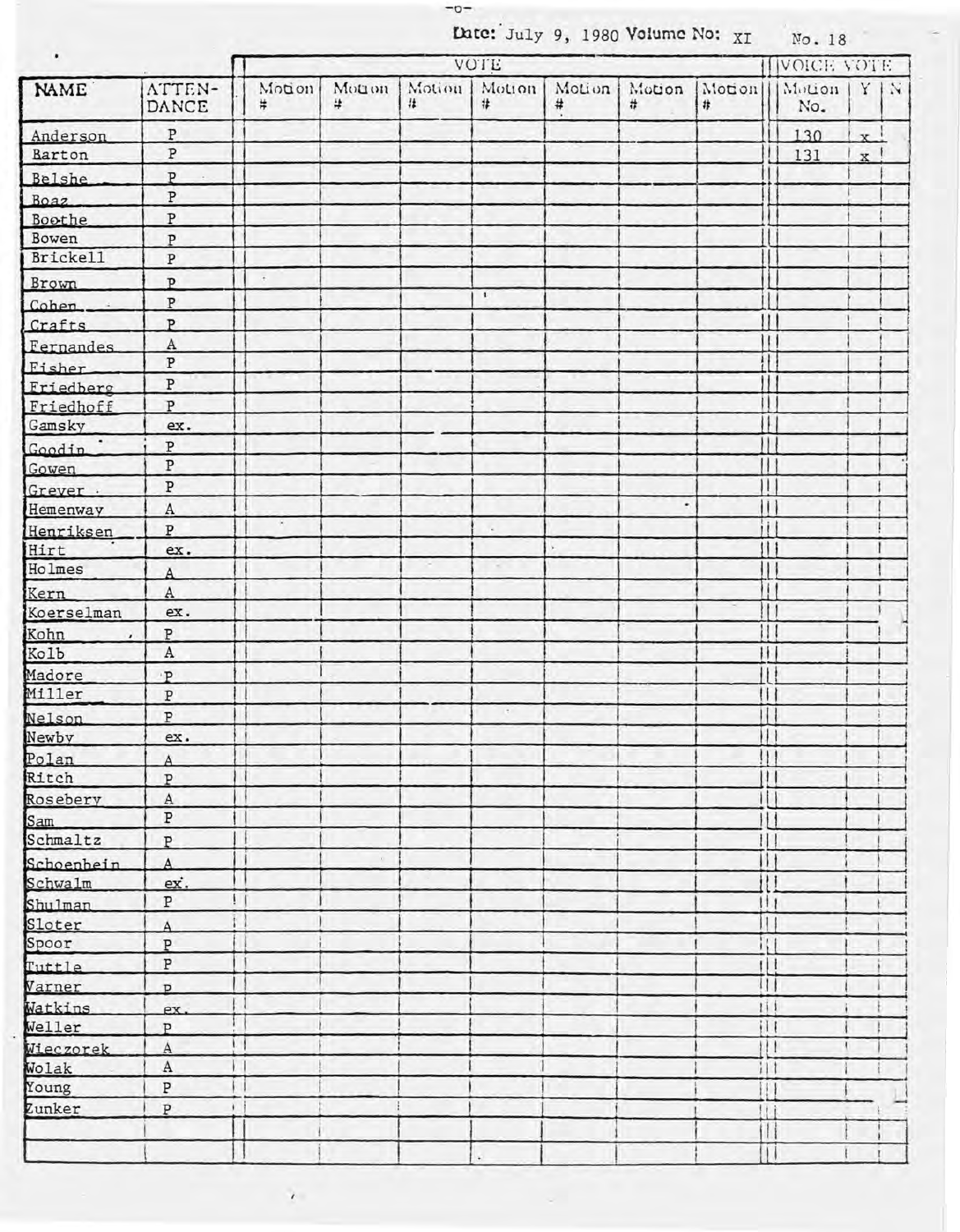**Date:** July 9, 1980 **Volume No:** XI No. 18

| NAME | ATTENDANCE | VOTE | | | | | | | VOICE VOTE | | |
|---|---|---|---|---|---|---|---|---|---|---|---|
| | | Motion # | Motion # | Motion # | Motion # | Motion # | Motion # | Motion # | Motion No. | Y | N |
| Anderson | P | | | | | | | | 130 | x | |
| Barton | P | | | | | | | | 131 | x | |
| Belshe | P | | | | | | | | | | |
| Boaz | P | | | | | | | | | | |
| Boothe | P | | | | | | | | | | |
| Bowen | P | | | | | | | | | | |
| Brickell | P | | | | | | | | | | |
| Brown | P | | | | | | | | | | |
| Cohen | P | | | | | | | | | | |
| Crafts | P | | | | | | | | | | |
| Fernandes | A | | | | | | | | | | |
| Fisher | P | | | | | | | | | | |
| Friedberg | P | | | | | | | | | | |
| Friedhoff | P | | | | | | | | | | |
| Gamsky | ex. | | | | | | | | | | |
| Goodin | P | | | | | | | | | | |
| Gowen | P | | | | | | | | | | |
| Greyer | P | | | | | | | | | | |
| Hemenway | A | | | | | | | | | | |
| Henriksen | P | | | | | | | | | | |
| Hirt | ex. | | | | | | | | | | |
| Holmes | A | | | | | | | | | | |
| Kern | A | | | | | | | | | | |
| Koerselman | ex. | | | | | | | | | | |
| Kohn | P | | | | | | | | | | |
| Kolb | A | | | | | | | | | | |
| Madore | P | | | | | | | | | | |
| Miller | P | | | | | | | | | | |
| Nelson | P | | | | | | | | | | |
| Newby | ex. | | | | | | | | | | |
| Polan | A | | | | | | | | | | |
| Ritch | P | | | | | | | | | | |
| Rosebery | A | | | | | | | | | | |
| Sam | P | | | | | | | | | | |
| Schmaltz | P | | | | | | | | | | |
| Schoenbein | A | | | | | | | | | | |
| Schwalm | ex. | | | | | | | | | | |
| Shulman | P | | | | | | | | | | |
| Sloter | A | | | | | | | | | | |
| Spoor | P | | | | | | | | | | |
| Tuttle | P | | | | | | | | | | |
| Varner | P | | | | | | | | | | |
| Watkins | ex. | | | | | | | | | | |
| Weller | P | | | | | | | | | | |
| Wieczorek | A | | | | | | | | | | |
| Wolak | A | | | | | | | | | | |
| Young | P | | | | | | | | | | |
| Zunker | P | | | | | | | | | | |